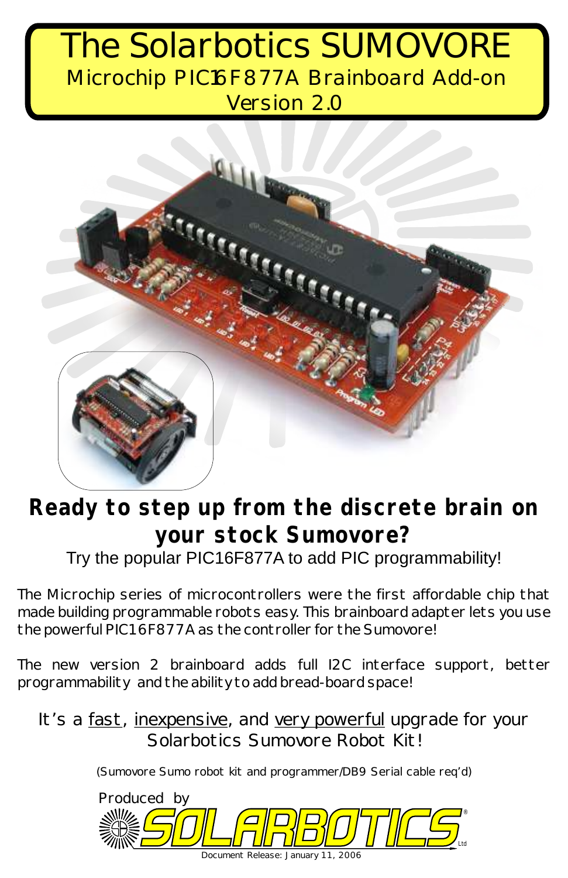# The Solarbotics SUMOVORE

Microchip PIC16F877A Brainboard Add-on
Version 2.0

## Ready to step up from the discrete brain on your stock Sumovore?

Try the popular PIC16F877A to add PIC programmability!

The Microchip series of microcontrollers were the first affordable chip that made building programmable robots easy. This brainboard adapter lets you use the powerful PIC16F877A as the controller for the Sumovore!

The new version 2 brainboard adds full I2C interface support, better programmability and the ability to add bread-board space!

It's a fast, inexpensive, and very powerful upgrade for your Solarbotics Sumovore Robot Kit!

(Sumovore Sumo robot kit and programmer/DB9 Serial cable req'd)

Produced by SOLARBOTICS Ltd

Document Release: January 11, 2006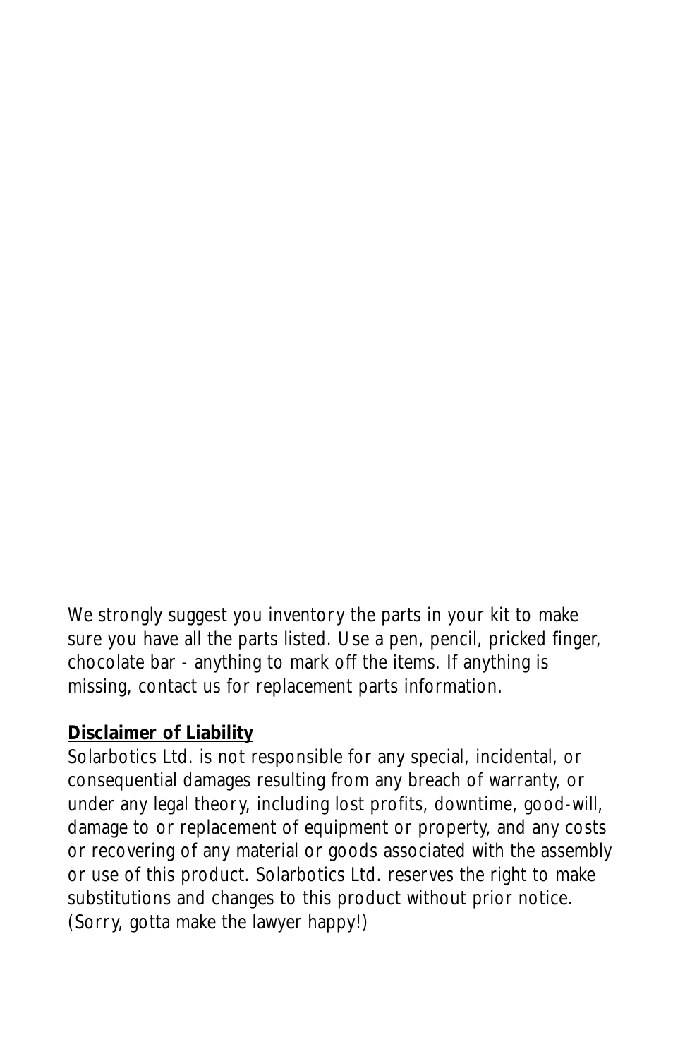We strongly suggest you inventory the parts in your kit to make sure you have all the parts listed. Use a pen, pencil, pricked finger, chocolate bar - anything to mark off the items. If anything is missing, contact us for replacement parts information.

**Disclaimer of Liability**

Solarbotics Ltd. is not responsible for any special, incidental, or consequential damages resulting from any breach of warranty, or under any legal theory, including lost profits, downtime, good-will, damage to or replacement of equipment or property, and any costs or recovering of any material or goods associated with the assembly or use of this product. Solarbotics Ltd. reserves the right to make substitutions and changes to this product without prior notice. (Sorry, gotta make the lawyer happy!)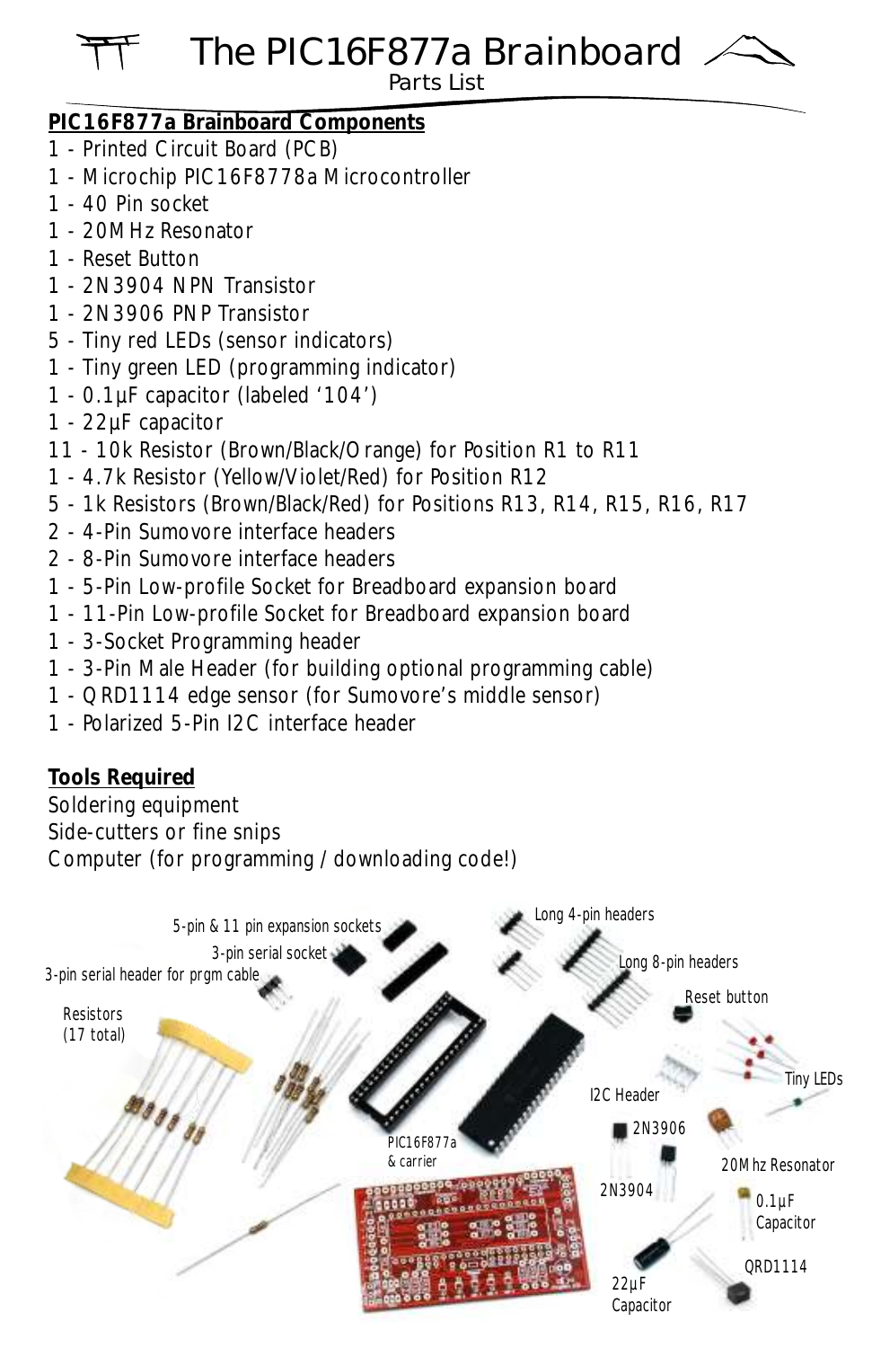# The PIC16F877a Brainboard

Parts List

**PIC16F877a Brainboard Components**

1 - Printed Circuit Board (PCB)
1 - Microchip PIC16F8778a Microcontroller
1 - 40 Pin socket
1 - 20MHz Resonator
1 - Reset Button
1 - 2N3904 NPN Transistor
1 - 2N3906 PNP Transistor
5 - Tiny red LEDs (sensor indicators)
1 - Tiny green LED (programming indicator)
1 - 0.1µF capacitor (labeled '104')
1 - 22µF capacitor
11 - 10k Resistor (Brown/Black/Orange) for Position R1 to R11
1 - 4.7k Resistor (Yellow/Violet/Red) for Position R12
5 - 1k Resistors (Brown/Black/Red) for Positions R13, R14, R15, R16, R17
2 - 4-Pin Sumovore interface headers
2 - 8-Pin Sumovore interface headers
1 - 5-Pin Low-profile Socket for Breadboard expansion board
1 - 11-Pin Low-profile Socket for Breadboard expansion board
1 - 3-Socket Programming header
1 - 3-Pin Male Header (for building optional programming cable)
1 - QRD1114 edge sensor (for Sumovore's middle sensor)
1 - Polarized 5-Pin I2C interface header

**Tools Required**

Soldering equipment
Side-cutters or fine snips
Computer (for programming / downloading code!)

5-pin & 11 pin expansion sockets
3-pin serial socket
3-pin serial header for prgm cable
Resistors (17 total)
Long 4-pin headers
Long 8-pin headers
Reset button
Tiny LEDs
I2C Header
2N3906
PIC16F877a & carrier
2N3904
20Mhz Resonator
0.1µF Capacitor
QRD1114
22µF Capacitor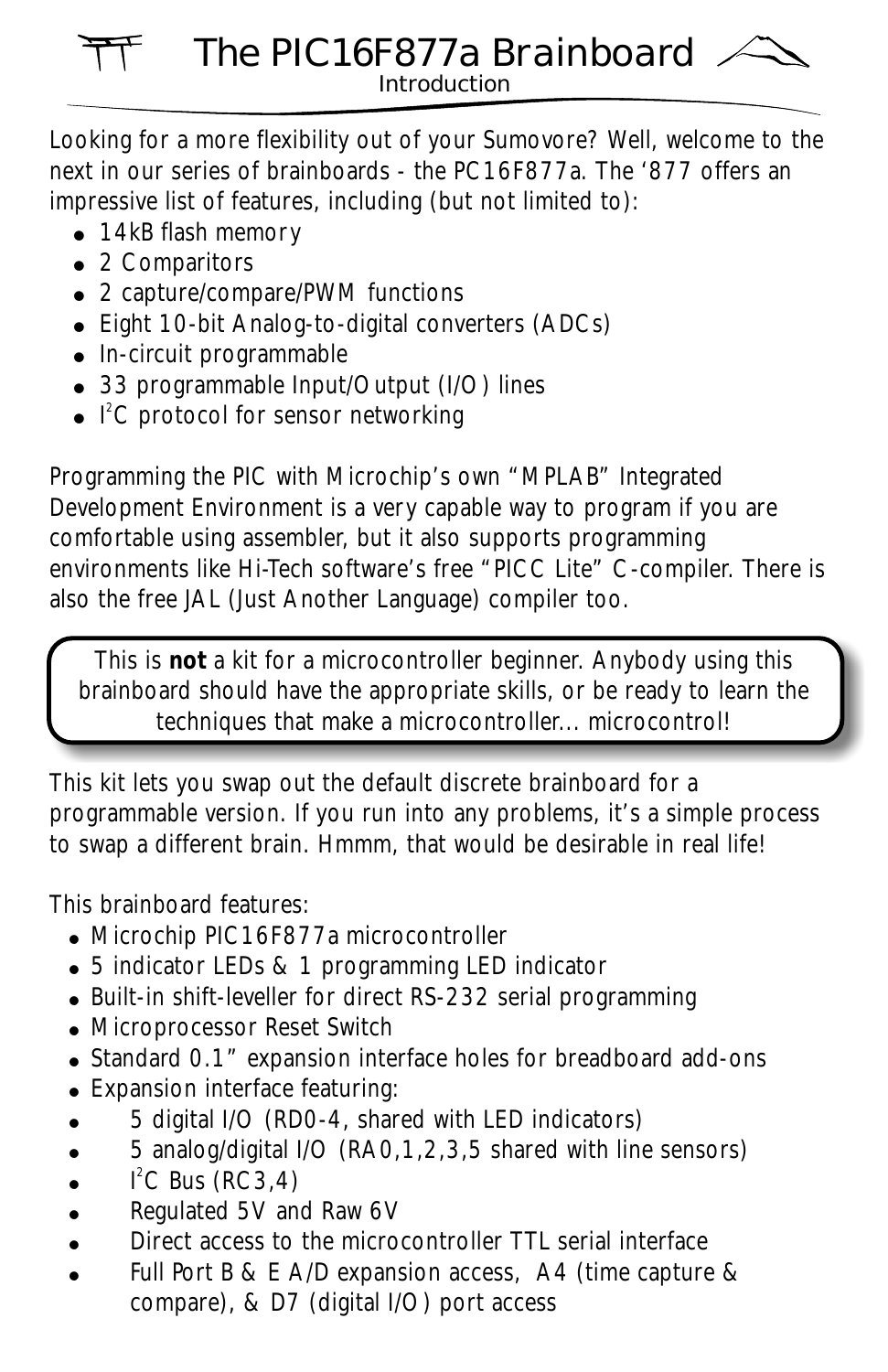# The PIC16F877a Brainboard

## Introduction

Looking for a more flexibility out of your Sumovore? Well, welcome to the next in our series of brainboards - the PC16F877a. The '877 offers an impressive list of features, including (but not limited to):

- 14kB flash memory
- 2 Comparitors
- 2 capture/compare/PWM functions
- Eight 10-bit Analog-to-digital converters (ADCs)
- In-circuit programmable
- 33 programmable Input/Output (I/O) lines
- $I^2C$ protocol for sensor networking

Programming the PIC with Microchip's own "MPLAB" Integrated Development Environment is a very capable way to program if you are comfortable using assembler, but it also supports programming environments like Hi-Tech software's free "PICC Lite" C-compiler. There is also the free JAL (Just Another Language) compiler too.

> This is **not** a kit for a microcontroller beginner. Anybody using this brainboard should have the appropriate skills, or be ready to learn the techniques that make a microcontroller... microcontrol!

This kit lets you swap out the default discrete brainboard for a programmable version. If you run into any problems, it's a simple process to swap a different brain. Hmmm, that would be desirable in real life!

This brainboard features:

- Microchip PIC16F877a microcontroller
- 5 indicator LEDs & 1 programming LED indicator
- Built-in shift-leveller for direct RS-232 serial programming
- Microprocessor Reset Switch
- Standard 0.1" expansion interface holes for breadboard add-ons
- Expansion interface featuring:
  - 5 digital I/O (RD0-4, shared with LED indicators)
  - 5 analog/digital I/O (RA0,1,2,3,5 shared with line sensors)
  - $I^2C$ Bus (RC3,4)
  - Regulated 5V and Raw 6V
  - Direct access to the microcontroller TTL serial interface
  - Full Port B & E A/D expansion access, A4 (time capture & compare), & D7 (digital I/O) port access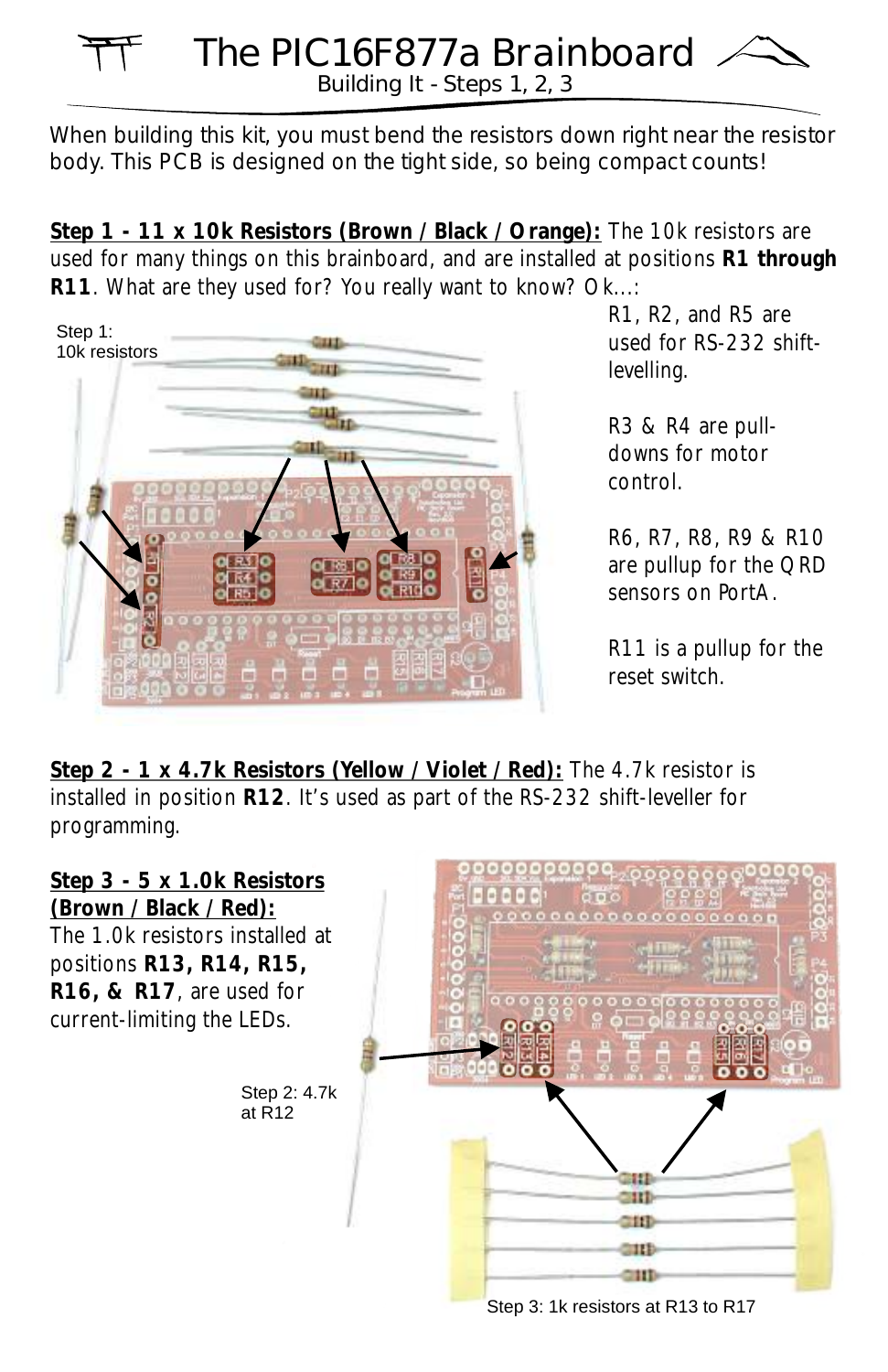# The PIC16F877a Brainboard

Building It - Steps 1, 2, 3

When building this kit, you must bend the resistors down right near the resistor body. This PCB is designed on the tight side, so being compact counts!

**Step 1 - 11 x 10k Resistors (Brown / Black / Orange):** The 10k resistors are used for many things on this brainboard, and are installed at positions **R1 through R11**. What are they used for? You really want to know? Ok...:

Step 1: 10k resistors

R1, R2, and R5 are used for RS-232 shift-levelling.

R3 & R4 are pull-downs for motor control.

R6, R7, R8, R9 & R10 are pullup for the QRD sensors on PortA.

R11 is a pullup for the reset switch.

**Step 2 - 1 x 4.7k Resistors (Yellow / Violet / Red):** The 4.7k resistor is installed in position **R12**. It's used as part of the RS-232 shift-leveller for programming.

**Step 3 - 5 x 1.0k Resistors (Brown / Black / Red):**
The 1.0k resistors installed at positions **R13, R14, R15, R16, & R17**, are used for current-limiting the LEDs.

Step 2: 4.7k at R12

Step 3: 1k resistors at R13 to R17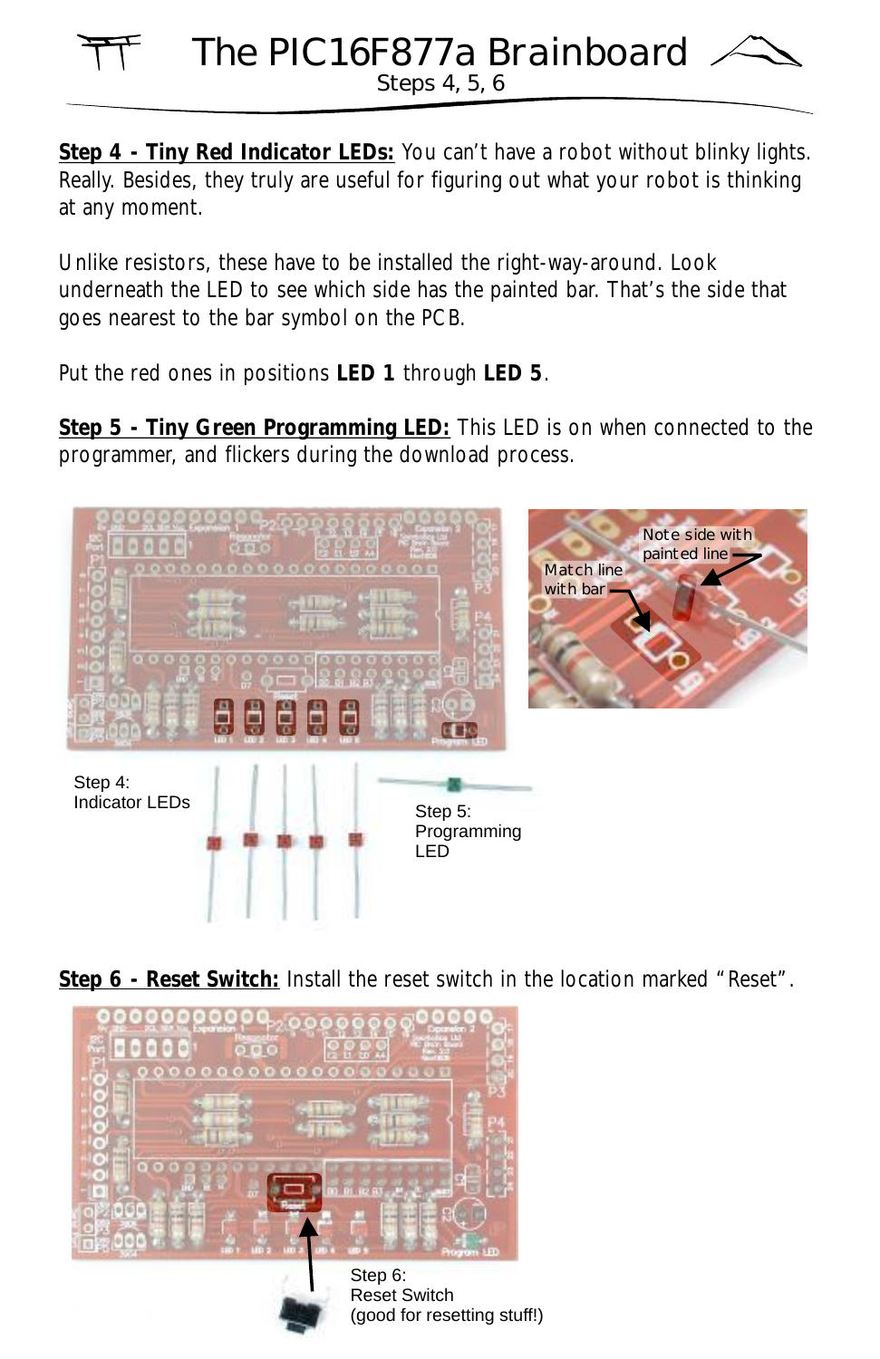# The PIC16F877a Brainboard

Steps 4, 5, 6

**Step 4 - Tiny Red Indicator LEDs:** You can't have a robot without blinky lights. Really. Besides, they truly are useful for figuring out what your robot is thinking at any moment.

Unlike resistors, these have to be installed the right-way-around. Look underneath the LED to see which side has the painted bar. That's the side that goes nearest to the bar symbol on the PCB.

Put the red ones in positions **LED 1** through **LED 5**.

**Step 5 - Tiny Green Programming LED:** This LED is on when connected to the programmer, and flickers during the download process.

Match line with bar

Note side with painted line

Step 4: Indicator LEDs

Step 5: Programming LED

**Step 6 - Reset Switch:** Install the reset switch in the location marked "Reset".

Step 6: Reset Switch (good for resetting stuff!)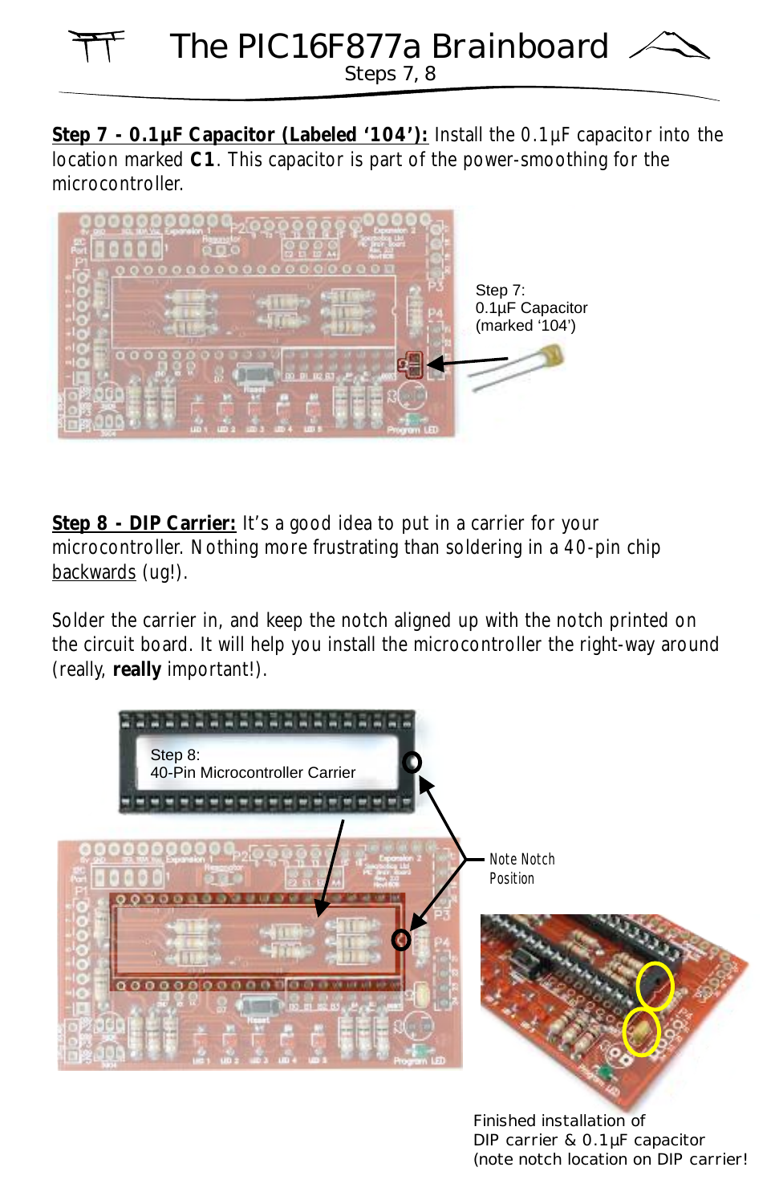# The PIC16F877a Brainboard

Steps 7, 8

**Step 7 - 0.1µF Capacitor (Labeled '104'):** Install the 0.1µF capacitor into the location marked **C1**. This capacitor is part of the power-smoothing for the microcontroller.

Step 7:
0.1µF Capacitor
(marked '104')

**Step 8 - DIP Carrier:** It's a good idea to put in a carrier for your microcontroller. Nothing more frustrating than soldering in a 40-pin chip backwards (ug!).

Solder the carrier in, and keep the notch aligned up with the notch printed on the circuit board. It will help you install the microcontroller the right-way around (really, **really** important!).

Step 8:
40-Pin Microcontroller Carrier

Note Notch Position

Finished installation of DIP carrier & 0.1µF capacitor (note notch location on DIP carrier!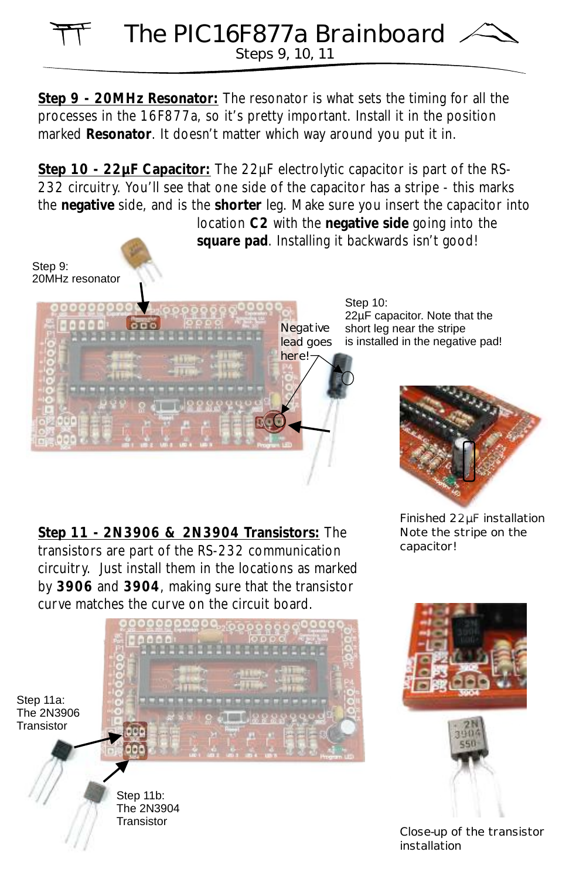# The PIC16F877a Brainboard

Steps 9, 10, 11

**Step 9 - 20MHz Resonator:** The resonator is what sets the timing for all the processes in the 16F877a, so it's pretty important. Install it in the position marked **Resonator**. It doesn't matter which way around you put it in.

**Step 10 - 22µF Capacitor:** The 22µF electrolytic capacitor is part of the RS-232 circuitry. You'll see that one side of the capacitor has a stripe - this marks the **negative** side, and is the **shorter** leg. Make sure you insert the capacitor into location **C2** with the **negative side** going into the **square pad**. Installing it backwards isn't good!

Step 9:
20MHz resonator

Negative lead goes here!

Step 10:
22µF capacitor. Note that the short leg near the stripe is installed in the negative pad!

Finished 22µF installation
Note the stripe on the capacitor!

**Step 11 - 2N3906 & 2N3904 Transistors:** The transistors are part of the RS-232 communication circuitry. Just install them in the locations as marked by **3906** and **3904**, making sure that the transistor curve matches the curve on the circuit board.

Step 11a:
The 2N3906 Transistor

Step 11b:
The 2N3904 Transistor

Close-up of the transistor installation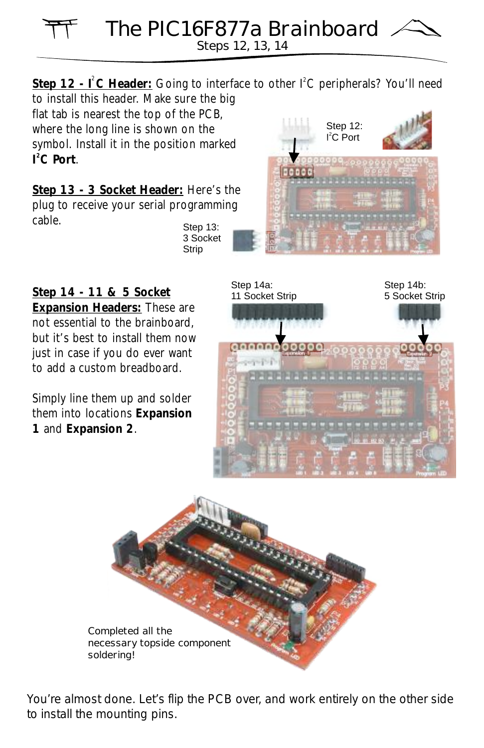# The PIC16F877a Brainboard

Steps 12, 13, 14

**Step 12 - I²C Header:** Going to interface to other I²C peripherals? You'll need to install this header. Make sure the big flat tab is nearest the top of the PCB, where the long line is shown on the symbol. Install it in the position marked **I²C Port**.

Step 12: I²C Port

**Step 13 - 3 Socket Header:** Here's the plug to receive your serial programming cable.

Step 13: 3 Socket Strip

**Step 14 - 11 & 5 Socket Expansion Headers:** These are not essential to the brainboard, but it's best to install them now just in case you do ever want to add a custom breadboard.

Simply line them up and solder them into locations **Expansion 1** and **Expansion 2**.

Step 14a: 11 Socket Strip

Step 14b: 5 Socket Strip

Completed all the necessary topside component soldering!

You're almost done. Let's flip the PCB over, and work entirely on the other side to install the mounting pins.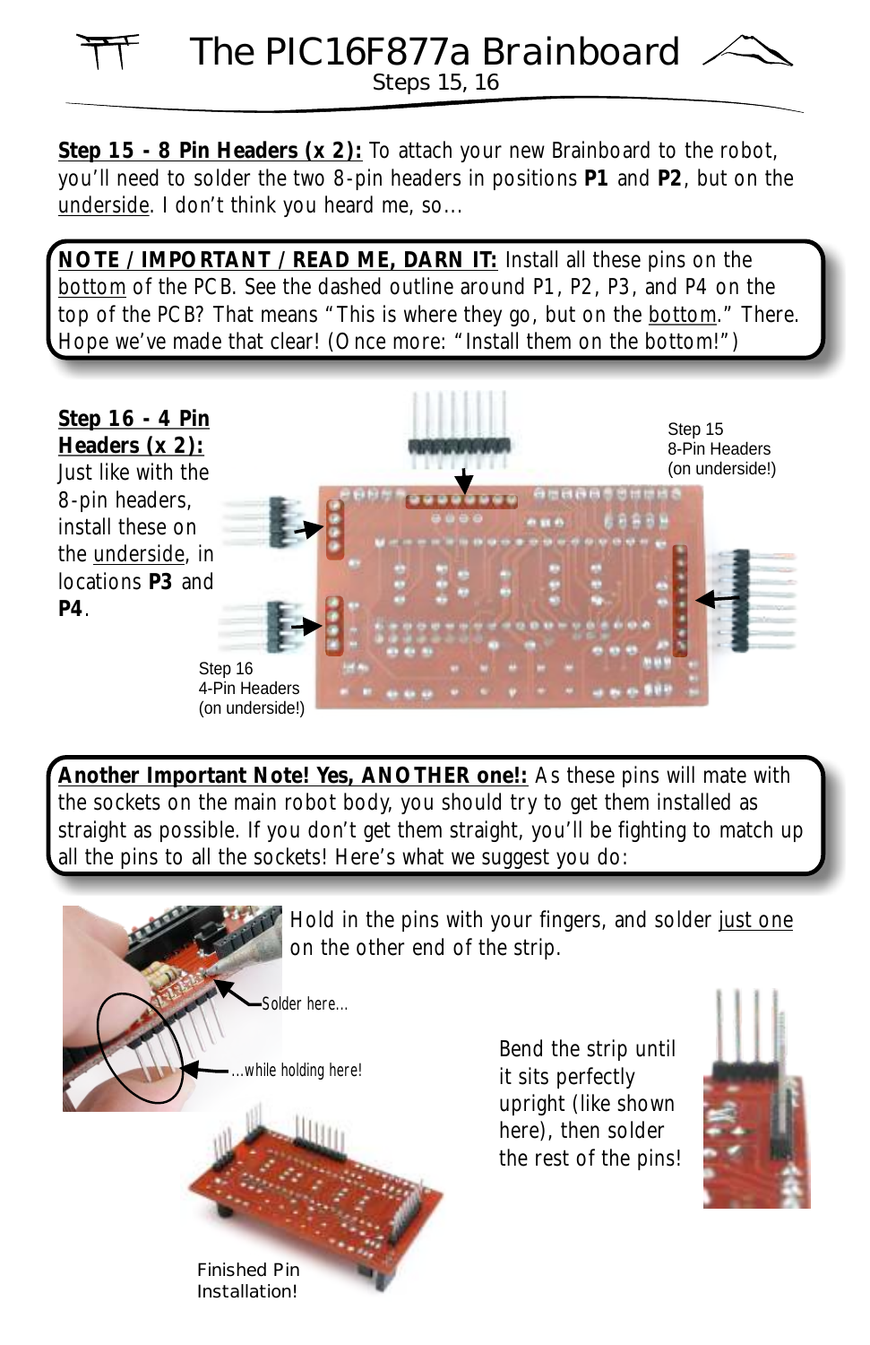# The PIC16F877a Brainboard

Steps 15, 16

**Step 15 - 8 Pin Headers (x 2):** To attach your new Brainboard to the robot, you'll need to solder the two 8-pin headers in positions **P1** and **P2**, but on the underside. I don't think you heard me, so...

**NOTE / IMPORTANT / READ ME, DARN IT:** Install all these pins on the bottom of the PCB. See the dashed outline around P1, P2, P3, and P4 on the top of the PCB? That means "This is where they go, but on the bottom." There. Hope we've made that clear! (Once more: "Install them on the bottom!")

**Step 16 - 4 Pin Headers (x 2):** Just like with the 8-pin headers, install these on the underside, in locations **P3** and **P4**.

Step 15
8-Pin Headers
(on underside!)

Step 16
4-Pin Headers
(on underside!)

**Another Important Note! Yes, ANOTHER one!:** As these pins will mate with the sockets on the main robot body, you should try to get them installed as straight as possible. If you don't get them straight, you'll be fighting to match up all the pins to all the sockets! Here's what we suggest you do:

Hold in the pins with your fingers, and solder just one on the other end of the strip.

Solder here...

...while holding here!

Bend the strip until it sits perfectly upright (like shown here), then solder the rest of the pins!

Finished Pin Installation!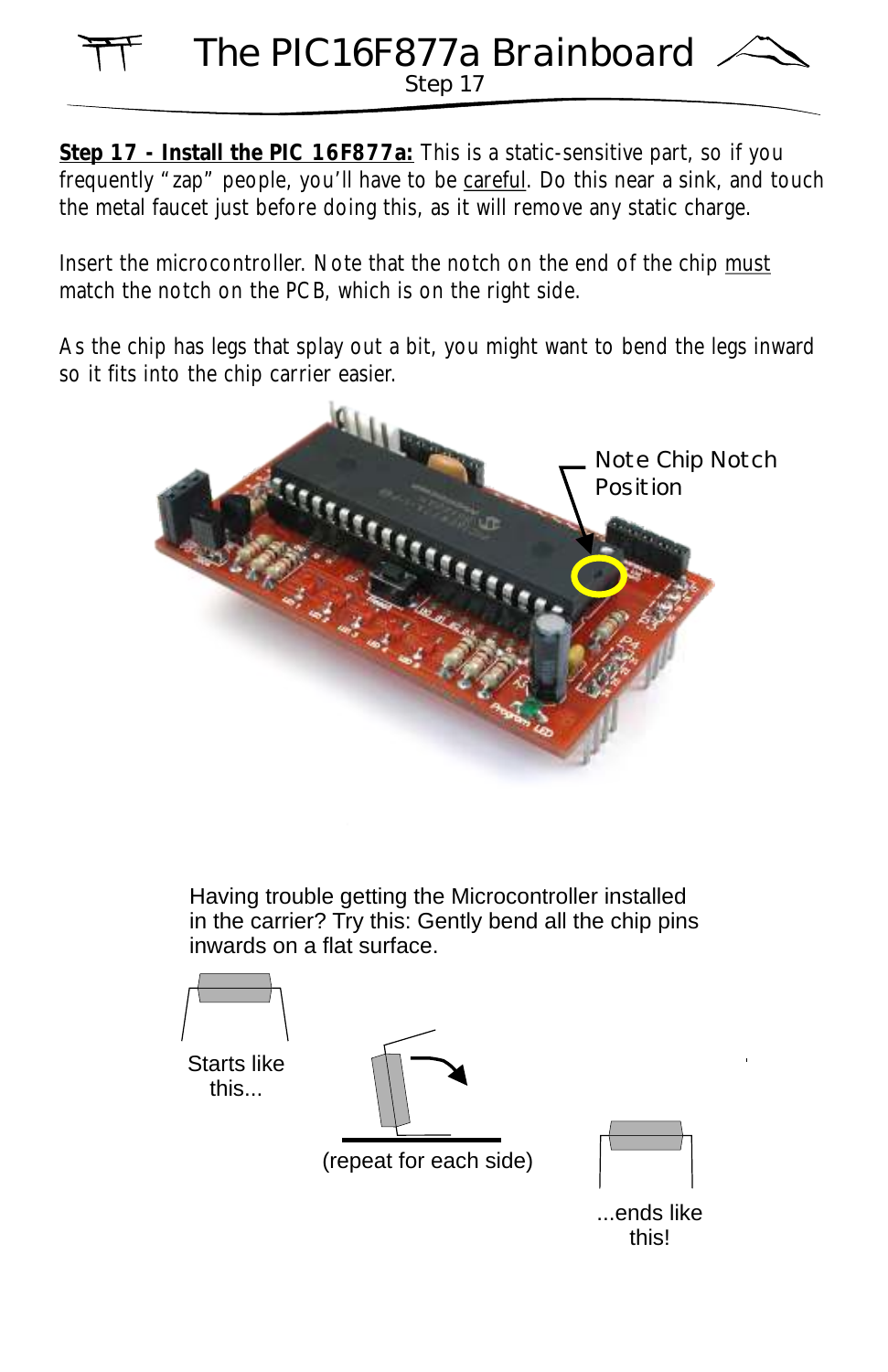# The PIC16F877a Brainboard

Step 17

**Step 17 - Install the PIC 16F877a:** This is a static-sensitive part, so if you frequently "zap" people, you'll have to be careful. Do this near a sink, and touch the metal faucet just before doing this, as it will remove any static charge.

Insert the microcontroller. Note that the notch on the end of the chip must match the notch on the PCB, which is on the right side.

As the chip has legs that splay out a bit, you might want to bend the legs inward so it fits into the chip carrier easier.

Note Chip Notch Position

Having trouble getting the Microcontroller installed in the carrier? Try this: Gently bend all the chip pins inwards on a flat surface.

Starts like this...

(repeat for each side)

...ends like this!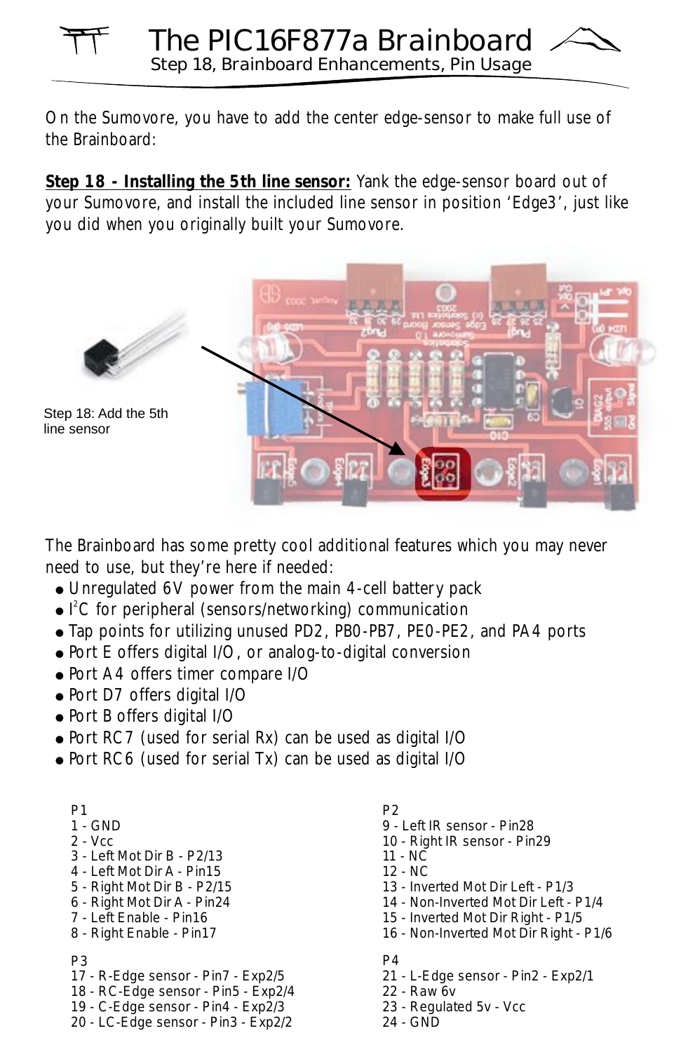# The PIC16F877a Brainboard

Step 18, Brainboard Enhancements, Pin Usage

On the Sumovore, you have to add the center edge-sensor to make full use of the Brainboard:

**Step 18 - Installing the 5th line sensor:** Yank the edge-sensor board out of your Sumovore, and install the included line sensor in position 'Edge3', just like you did when you originally built your Sumovore.

Step 18: Add the 5th line sensor

The Brainboard has some pretty cool additional features which you may never need to use, but they're here if needed:

- Unregulated 6V power from the main 4-cell battery pack
- I[2]C for peripheral (sensors/networking) communication
- Tap points for utilizing unused PD2, PB0-PB7, PE0-PE2, and PA4 ports
- Port E offers digital I/O, or analog-to-digital conversion
- Port A4 offers timer compare I/O
- Port D7 offers digital I/O
- Port B offers digital I/O
- Port RC7 (used for serial Rx) can be used as digital I/O
- Port RC6 (used for serial Tx) can be used as digital I/O

P1
1 - GND
2 - Vcc
3 - Left Mot Dir B - P2/13
4 - Left Mot Dir A - Pin15
5 - Right Mot Dir B - P2/15
6 - Right Mot Dir A - Pin24
7 - Left Enable - Pin16
8 - Right Enable - Pin17

P2
9 - Left IR sensor - Pin28
10 - Right IR sensor - Pin29
11 - NC
12 - NC
13 - Inverted Mot Dir Left - P1/3
14 - Non-Inverted Mot Dir Left - P1/4
15 - Inverted Mot Dir Right - P1/5
16 - Non-Inverted Mot Dir Right - P1/6

P3
17 - R-Edge sensor - Pin7 - Exp2/5
18 - RC-Edge sensor - Pin5 - Exp2/4
19 - C-Edge sensor - Pin4 - Exp2/3
20 - LC-Edge sensor - Pin3 - Exp2/2

P4
21 - L-Edge sensor - Pin2 - Exp2/1
22 - Raw 6v
23 - Regulated 5v - Vcc
24 - GND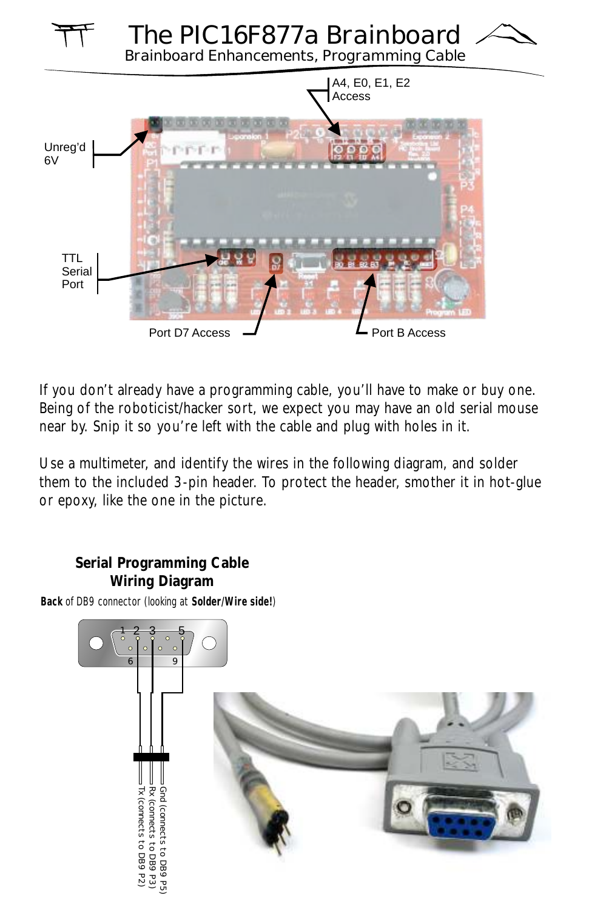# The PIC16F877a Brainboard

## Brainboard Enhancements, Programming Cable

A4, E0, E1, E2 Access

Unreg'd 6V

TTL Serial Port

Port D7 Access

Port B Access

If you don't already have a programming cable, you'll have to make or buy one. Being of the roboticist/hacker sort, we expect you may have an old serial mouse near by. Snip it so you're left with the cable and plug with holes in it.

Use a multimeter, and identify the wires in the following diagram, and solder them to the included 3-pin header. To protect the header, smother it in hot-glue or epoxy, like the one in the picture.

**Serial Programming Cable Wiring Diagram**

**Back** of DB9 connector (looking at **Solder/Wire side!**)

1 2 3 5

6 9

Gnd (connects to DB9 P5)
Rx (connects to DB9 P3)
Tx (connects to DB9 P2)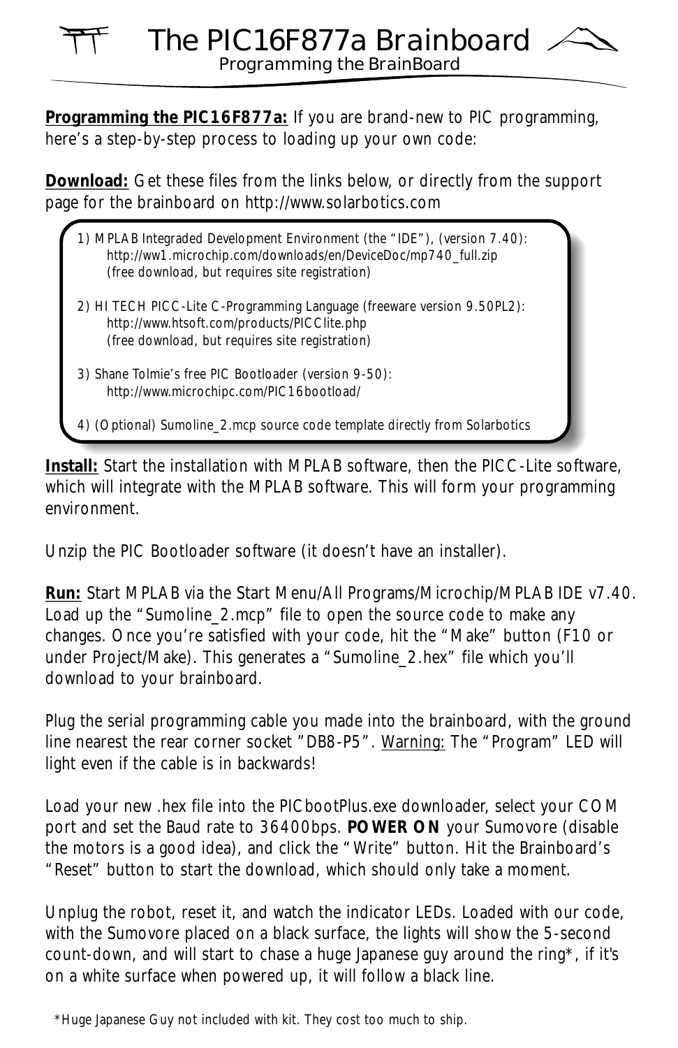# The PIC16F877a Brainboard

## Programming the BrainBoard

**Programming the PIC16F877a:** If you are brand-new to PIC programming, here's a step-by-step process to loading up your own code:

**Download:** Get these files from the links below, or directly from the support page for the brainboard on http://www.solarbotics.com

1) MPLAB Integraded Development Environment (the "IDE"), (version 7.40):
   http://ww1.microchip.com/downloads/en/DeviceDoc/mp740_full.zip
   (free download, but requires site registration)

2) HI TECH PICC-Lite C-Programming Language (freeware version 9.50PL2):
   http://www.htsoft.com/products/PICClite.php
   (free download, but requires site registration)

3) Shane Tolmie's free PIC Bootloader (version 9-50):
   http://www.microchipc.com/PIC16bootload/

4) (Optional) Sumoline_2.mcp source code template directly from Solarbotics

**Install:** Start the installation with MPLAB software, then the PICC-Lite software, which will integrate with the MPLAB software. This will form your programming environment.

Unzip the PIC Bootloader software (it doesn't have an installer).

**Run:** Start MPLAB via the Start Menu/All Programs/Microchip/MPLAB IDE v7.40. Load up the "Sumoline_2.mcp" file to open the source code to make any changes. Once you're satisfied with your code, hit the "Make" button (F10 or under Project/Make). This generates a "Sumoline_2.hex" file which you'll download to your brainboard.

Plug the serial programming cable you made into the brainboard, with the ground line nearest the rear corner socket "DB8-P5". Warning: The "Program" LED will light even if the cable is in backwards!

Load your new .hex file into the PICbootPlus.exe downloader, select your COM port and set the Baud rate to 36400bps. **POWER ON** your Sumovore (disable the motors is a good idea), and click the "Write" button. Hit the Brainboard's "Reset" button to start the download, which should only take a moment.

Unplug the robot, reset it, and watch the indicator LEDs. Loaded with our code, with the Sumovore placed on a black surface, the lights will show the 5-second count-down, and will start to chase a huge Japanese guy around the ring*, if it's on a white surface when powered up, it will follow a black line.

*Huge Japanese Guy not included with kit. They cost too much to ship.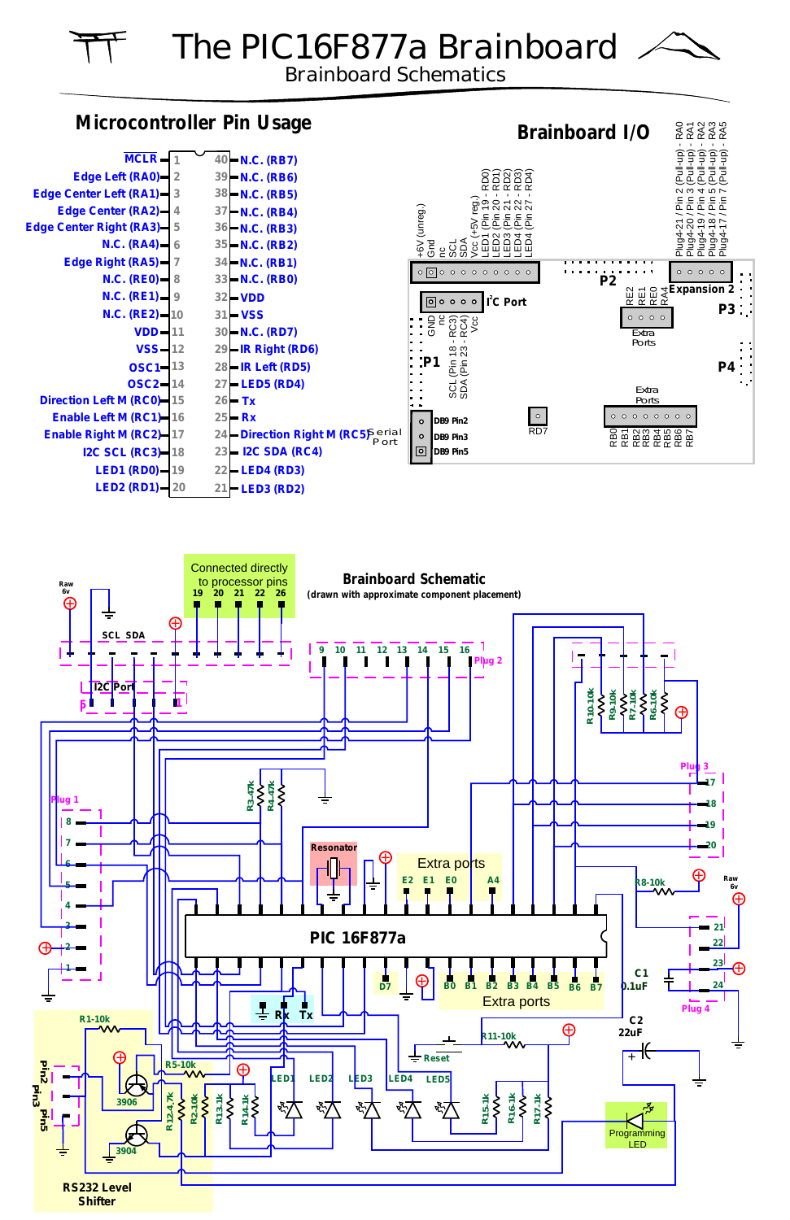# The PIC16F877a Brainboard

Brainboard Schematics

## Microcontroller Pin Usage

| Function | Pin | Pin | Function |
|---|---|---|---|
| MCLR | 1 | 40 | N.C. (RB7) |
| Edge Left (RA0) | 2 | 39 | N.C. (RB6) |
| Edge Center Left (RA1) | 3 | 38 | N.C. (RB5) |
| Edge Center (RA2) | 4 | 37 | N.C. (RB4) |
| Edge Center Right (RA3) | 5 | 36 | N.C. (RB3) |
| N.C. (RA4) | 6 | 35 | N.C. (RB2) |
| Edge Right (RA5) | 7 | 34 | N.C. (RB1) |
| N.C. (RE0) | 8 | 33 | N.C. (RB0) |
| N.C. (RE1) | 9 | 32 | VDD |
| N.C. (RE2) | 10 | 31 | VSS |
| VDD | 11 | 30 | N.C. (RD7) |
| VSS | 12 | 29 | IR Right (RD6) |
| OSC1 | 13 | 28 | IR Left (RD5) |
| OSC2 | 14 | 27 | LED5 (RD4) |
| Direction Left M (RC0) | 15 | 26 | Tx |
| Enable Left M (RC1) | 16 | 25 | Rx |
| Enable Right M (RC2) | 17 | 24 | Direction Right M (RC5) |
| I2C SCL (RC3) | 18 | 23 | I2C SDA (RC4) |
| LED1 (RD0) | 19 | 22 | LED4 (RD3) |
| LED2 (RD1) | 20 | 21 | LED3 (RD2) |

## Brainboard I/O

P1: +6V (unreg.), Gnd, nc, SCL, SDA, Vcc (+5V reg.), LED1 (Pin 19 - RD0), LED2 (Pin 20 - RD1), LED3 (Pin 21 - RD2), LED4 (Pin 22 - RD3), LED4 (Pin 27 - RD4)

I²C Port: GND, nc, SCL (Pin 18 - RC3), SDA (Pin 23 - RC4), Vcc

Expansion 2: Plug4-21 / Pin 2 (Pull-up) - RA0, Plug4-20 / Pin 3 (Pull-up) - RA1, Plug4-19 / Pin 4 (Pull-up) - RA2, Plug4-18 / Pin 5 (Pull-up) - RA3, Plug4-17 / Pin 7 (Pull-up) - RA5

P2, P3, P4

Extra Ports: RE2, RE1, RE0, RA4

Serial Port: DB9 Pin2, DB9 Pin3, DB9 Pin5

RD7

Extra Ports: RB0, RB1, RB2, RB3, RB4, RB5, RB6, RB7

## Brainboard Schematic

(drawn with approximate component placement)

Connected directly to processor pins 19 20 21 22 26

Raw 6v, SCL SDA, I2C Port, Plug 1 (8, 7, 6, 5, 4, 3, 2, 1), Plug 2 (9, 10, 11, 12, 13, 14, 15, 16), Plug 3 (17, 18, 19, 20), Plug 4 (21, 22, 23, 24)

R3-4.7k, R4-4.7k, R10-10k, R9-10k, R7-10k, R6-10k, R8-10k, Resonator, Extra ports E2 E1 E0 A4

PIC 16F877a

D7, B0 B1 B2 B3 B4 B5 B6 B7 Extra ports, Rx, Tx, C1 0.1uF, C2 22uF, Reset, R11-10k

R1-10k, R5-10k, 3906, 3904, R12-4.7k, R2-10k, R13-1k, R14-1k, LED1, LED2, LED3, LED4, LED5, R15-1k, R16-1k, R17-1k, Programming LED, pin2 pin3 pin5

RS232 Level Shifter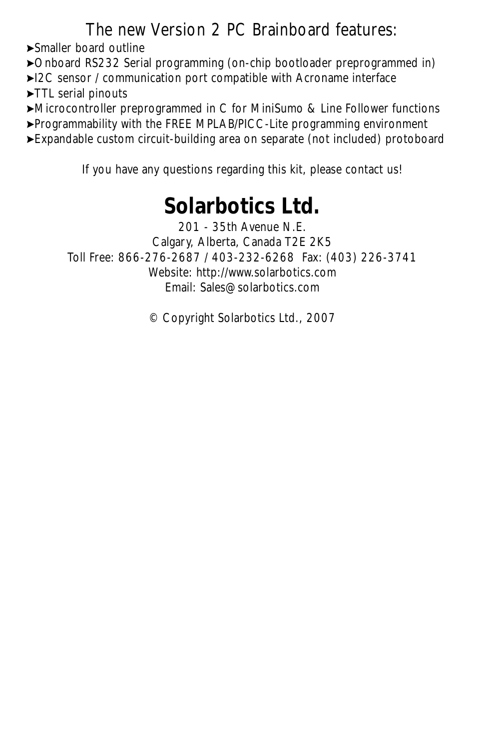## The new Version 2 PC Brainboard features:

- ➤Smaller board outline
- ➤Onboard RS232 Serial programming (on-chip bootloader preprogrammed in)
- ➤I2C sensor / communication port compatible with Acroname interface
- ➤TTL serial pinouts
- ➤Microcontroller preprogrammed in C for MiniSumo & Line Follower functions
- ➤Programmability with the FREE MPLAB/PICC-Lite programming environment
- ➤Expandable custom circuit-building area on separate (not included) protoboard

If you have any questions regarding this kit, please contact us!

# Solarbotics Ltd.

201 - 35th Avenue N.E.
Calgary, Alberta, Canada T2E 2K5
Toll Free: 866-276-2687 / 403-232-6268  Fax: (403) 226-3741
Website: http://www.solarbotics.com
Email: Sales@solarbotics.com

© Copyright Solarbotics Ltd., 2007